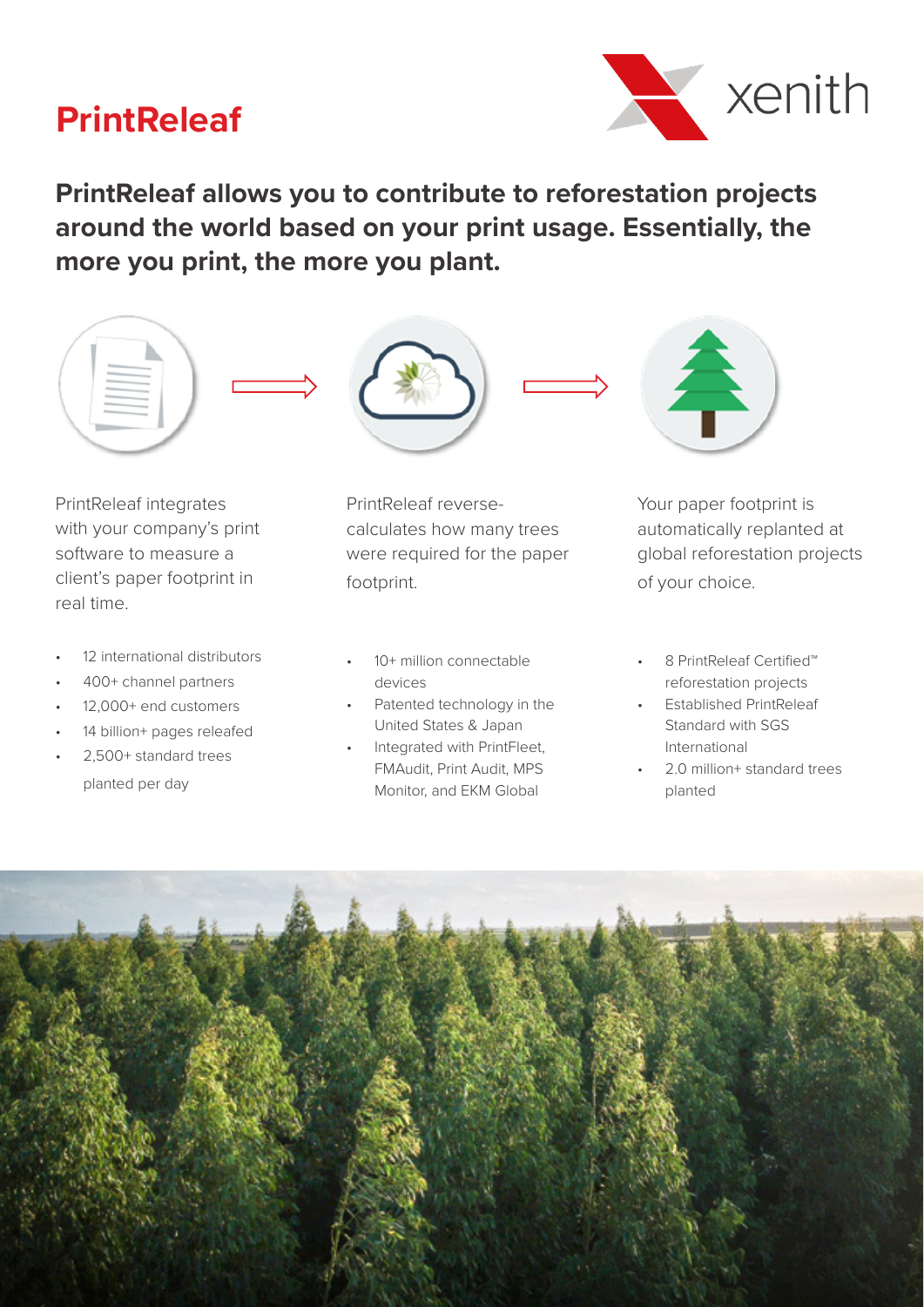# PrintReleaf

xenith

**PrintReleaf allows you to contribute to reforestation projects around the world based on your print usage. Essentially, the more you print, the more you plant.**

PrintReleaf integrates with your company's print software to measure a client's paper footprint in real time.

- 12 international distributors
- 400+ channel partners
- 12,000+ end customers
- 14 billion+ pages releafed
- 2,500+ standard trees planted per day

PrintReleaf reverse-calculates how many trees were required for the paper footprint.

- 10+ million connectable devices
- Patented technology in the United States & Japan
- Integrated with PrintFleet, FMAudit, Print Audit, MPS Monitor, and EKM Global

Your paper footprint is automatically replanted at global reforestation projects of your choice.

- 8 PrintReleaf Certified™ reforestation projects
- Established PrintReleaf Standard with SGS International
- 2.0 million+ standard trees planted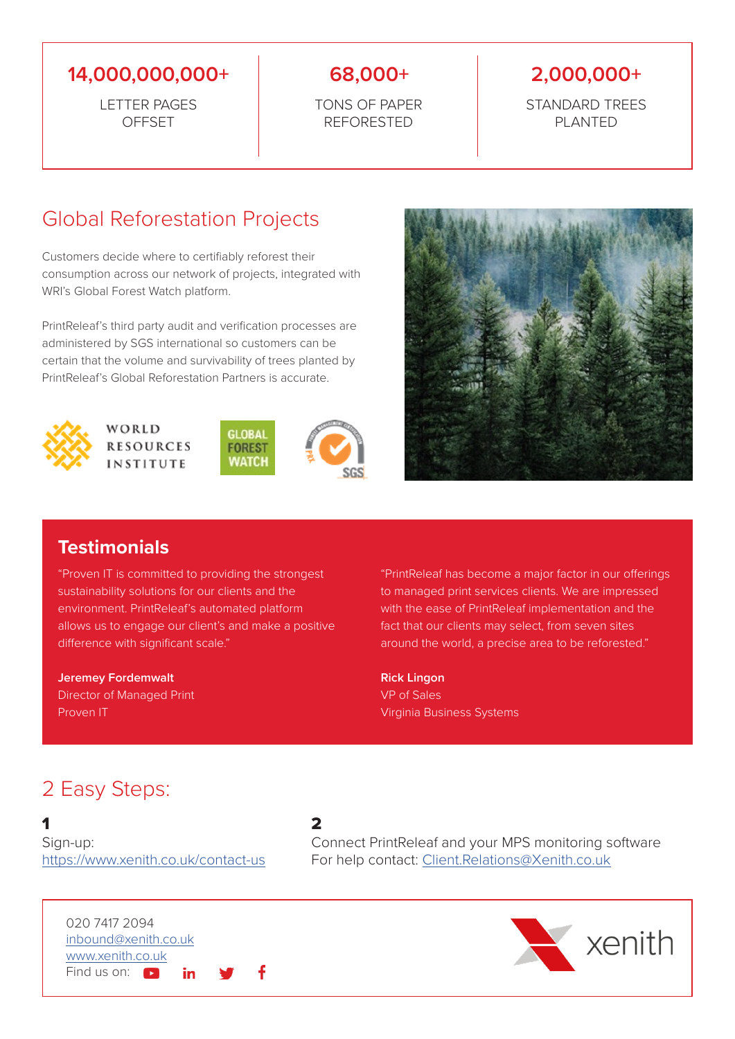**14,000,000,000+**

LETTER PAGES OFFSET

**68,000+**

TONS OF PAPER REFORESTED

**2,000,000+**

STANDARD TREES PLANTED

## Global Reforestation Projects

Customers decide where to certifiably reforest their consumption across our network of projects, integrated with WRI's Global Forest Watch platform.

PrintReleaf's third party audit and verification processes are administered by SGS international so customers can be certain that the volume and survivability of trees planted by PrintReleaf's Global Reforestation Partners is accurate.

WORLD RESOURCES INSTITUTE

GLOBAL FOREST WATCH

SGS

## Testimonials

"Proven IT is committed to providing the strongest sustainability solutions for our clients and the environment. PrintReleaf's automated platform allows us to engage our client's and make a positive difference with significant scale."

**Jeremey Fordemwalt**
Director of Managed Print
Proven IT

"PrintReleaf has become a major factor in our offerings to managed print services clients. We are impressed with the ease of PrintReleaf implementation and the fact that our clients may select, from seven sites around the world, a precise area to be reforested."

**Rick Lingon**
VP of Sales
Virginia Business Systems

## 2 Easy Steps:

**1**

Sign-up:
https://www.xenith.co.uk/contact-us

**2**

Connect PrintReleaf and your MPS monitoring software
For help contact: Client.Relations@Xenith.co.uk

020 7417 2094
inbound@xenith.co.uk
www.xenith.co.uk
Find us on:

xenith